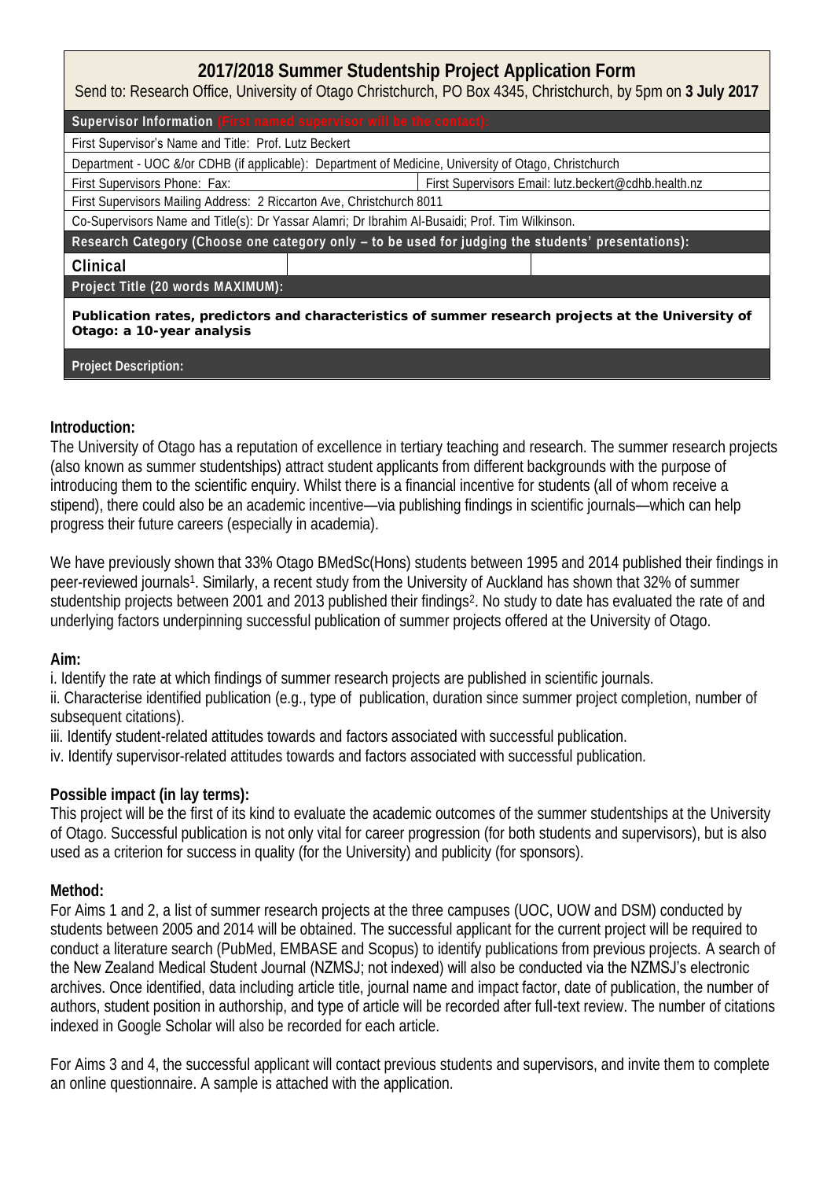## 2017/2018 Summer Studentship Project Application Form

Send to: Research Office, University of Otago Christchurch, PO Box 4345, Christchurch, by 5pm on **3 July 2017**

| **Supervisor Information (First named supervisor will be the contact):** | | |
|---|---|---|
| First Supervisor's Name and Title: Prof. Lutz Beckert | | |
| Department - UOC &/or CDHB (if applicable): Department of Medicine, University of Otago, Christchurch | | |
| First Supervisors Phone: Fax: | First Supervisors Email: lutz.beckert@cdhb.health.nz | |
| First Supervisors Mailing Address: 2 Riccarton Ave, Christchurch 8011 | | |
| Co-Supervisors Name and Title(s): Dr Yassar Alamri; Dr Ibrahim Al-Busaidi; Prof. Tim Wilkinson. | | |
| **Research Category (Choose one category only – to be used for judging the students' presentations):** | | |
| **Clinical** | | |
| **Project Title (20 words MAXIMUM):** | | |
| **Publication rates, predictors and characteristics of summer research projects at the University of Otago: a 10-year analysis** | | |
| **Project Description:** | | |

**Introduction:**

The University of Otago has a reputation of excellence in tertiary teaching and research. The summer research projects (also known as summer studentships) attract student applicants from different backgrounds with the purpose of introducing them to the scientific enquiry. Whilst there is a financial incentive for students (all of whom receive a stipend), there could also be an academic incentive—via publishing findings in scientific journals—which can help progress their future careers (especially in academia).

We have previously shown that 33% Otago BMedSc(Hons) students between 1995 and 2014 published their findings in peer-reviewed journals[1]. Similarly, a recent study from the University of Auckland has shown that 32% of summer studentship projects between 2001 and 2013 published their findings[2]. No study to date has evaluated the rate of and underlying factors underpinning successful publication of summer projects offered at the University of Otago.

**Aim:**

i. Identify the rate at which findings of summer research projects are published in scientific journals.

ii. Characterise identified publication (e.g., type of publication, duration since summer project completion, number of subsequent citations).

iii. Identify student-related attitudes towards and factors associated with successful publication.

iv. Identify supervisor-related attitudes towards and factors associated with successful publication.

**Possible impact (in lay terms):**

This project will be the first of its kind to evaluate the academic outcomes of the summer studentships at the University of Otago. Successful publication is not only vital for career progression (for both students and supervisors), but is also used as a criterion for success in quality (for the University) and publicity (for sponsors).

**Method:**

For Aims 1 and 2, a list of summer research projects at the three campuses (UOC, UOW and DSM) conducted by students between 2005 and 2014 will be obtained. The successful applicant for the current project will be required to conduct a literature search (PubMed, EMBASE and Scopus) to identify publications from previous projects. A search of the New Zealand Medical Student Journal (NZMSJ; not indexed) will also be conducted via the NZMSJ's electronic archives. Once identified, data including article title, journal name and impact factor, date of publication, the number of authors, student position in authorship, and type of article will be recorded after full-text review. The number of citations indexed in Google Scholar will also be recorded for each article.

For Aims 3 and 4, the successful applicant will contact previous students and supervisors, and invite them to complete an online questionnaire. A sample is attached with the application.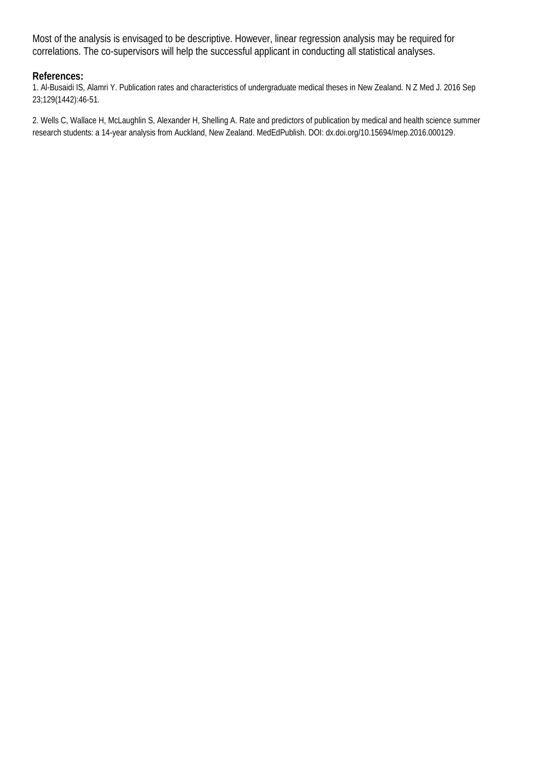Most of the analysis is envisaged to be descriptive. However, linear regression analysis may be required for correlations. The co-supervisors will help the successful applicant in conducting all statistical analyses.

**References:**

1. Al-Busaidi IS, Alamri Y. Publication rates and characteristics of undergraduate medical theses in New Zealand. N Z Med J. 2016 Sep 23;129(1442):46-51.

2. Wells C, Wallace H, McLaughlin S, Alexander H, Shelling A. Rate and predictors of publication by medical and health science summer research students: a 14-year analysis from Auckland, New Zealand. MedEdPublish. DOI: dx.doi.org/10.15694/mep.2016.000129.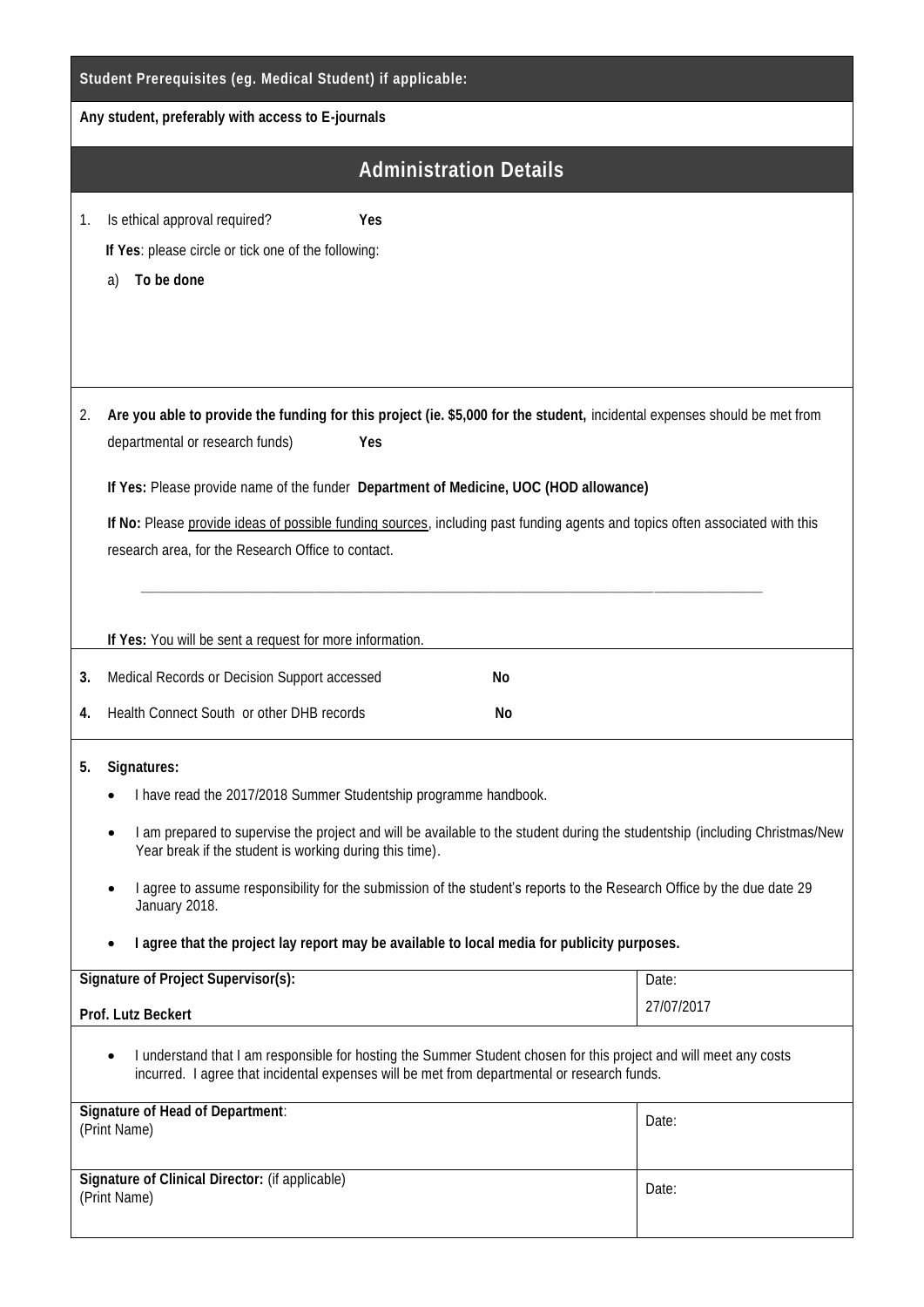**Student Prerequisites (eg. Medical Student) if applicable:**

**Any student, preferably with access to E-journals**

## Administration Details

1. Is ethical approval required? **Yes**

   **If Yes**: please circle or tick one of the following:

   a) **To be done**

2. **Are you able to provide the funding for this project (ie. $5,000 for the student,** incidental expenses should be met from departmental or research funds) **Yes**

   **If Yes:** Please provide name of the funder **Department of Medicine, UOC (HOD allowance)**

   **If No:** Please provide ideas of possible funding sources, including past funding agents and topics often associated with this research area, for the Research Office to contact.

   ______________________________________________________________________________

   **If Yes:** You will be sent a request for more information.

3. Medical Records or Decision Support accessed **No**

4. Health Connect South or other DHB records **No**

5. **Signatures:**

   - I have read the 2017/2018 Summer Studentship programme handbook.
   - I am prepared to supervise the project and will be available to the student during the studentship (including Christmas/New Year break if the student is working during this time).
   - I agree to assume responsibility for the submission of the student's reports to the Research Office by the due date 29 January 2018.
   - **I agree that the project lay report may be available to local media for publicity purposes.**

| | |
|---|---|
| **Signature of Project Supervisor(s):** **Prof. Lutz Beckert** | Date: 27/07/2017 |

- I understand that I am responsible for hosting the Summer Student chosen for this project and will meet any costs incurred. I agree that incidental expenses will be met from departmental or research funds.

| | |
|---|---|
| **Signature of Head of Department**: (Print Name) | Date: |
| **Signature of Clinical Director:** (if applicable) (Print Name) | Date: |